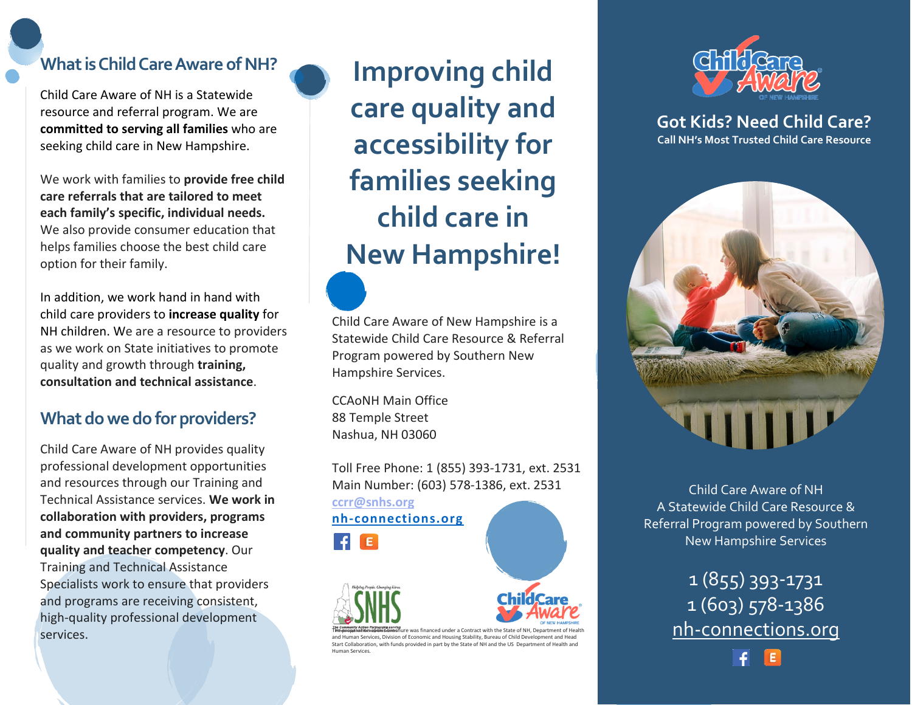## What is Child Care Aware of NH?

Child Care Aware of NH is a Statewide resource and referral program. We are **committed to serving all families** who are seeking child care in New Hampshire.

We work with families to **provide free child care referrals that are tailored to meet each family's specific, individual needs.** We also provide consumer education that helps families choose the best child care option for their family.

In addition, we work hand in hand with child care providers to **increase quality** for NH children. We are a resource to providers as we work on State initiatives to promote quality and growth through **training, consultation and technical assistance**.

## What do we do for providers?

Child Care Aware of NH provides quality professional development opportunities and resources through our Training and Technical Assistance services. **We work in collaboration with providers, programs and community partners to increase quality and teacher competency**. Our Training and Technical Assistance Specialists work to ensure that providers and programs are receiving consistent, high-quality professional development services.

# Improving child care quality and accessibility for families seeking child care in New Hampshire!

Child Care Aware of New Hampshire is a Statewide Child Care Resource & Referral Program powered by Southern New Hampshire Services.

CCAoNH Main Office
88 Temple Street
Nashua, NH 03060

Toll Free Phone: 1 (855) 393-1731, ext. 2531
Main Number: (603) 578-1386, ext. 2531
ccrr@snhs.org
nh-connections.org

SNHS — Helping People, Changing Lives. The Community Action Partnership serving Hillsborough and Rockingham Counties

Child Care Aware of New Hampshire

This brochure was financed under a Contract with the State of NH, Department of Health and Human Services, Division of Economic and Housing Stability, Bureau of Child Development and Head Start Collaboration, with funds provided in part by the State of NH and the US Department of Health and Human Services.

Child Care Aware of New Hampshire

## Got Kids? Need Child Care?

**Call NH's Most Trusted Child Care Resource**

Child Care Aware of NH
A Statewide Child Care Resource & Referral Program powered by Southern New Hampshire Services

1 (855) 393-1731
1 (603) 578-1386
nh-connections.org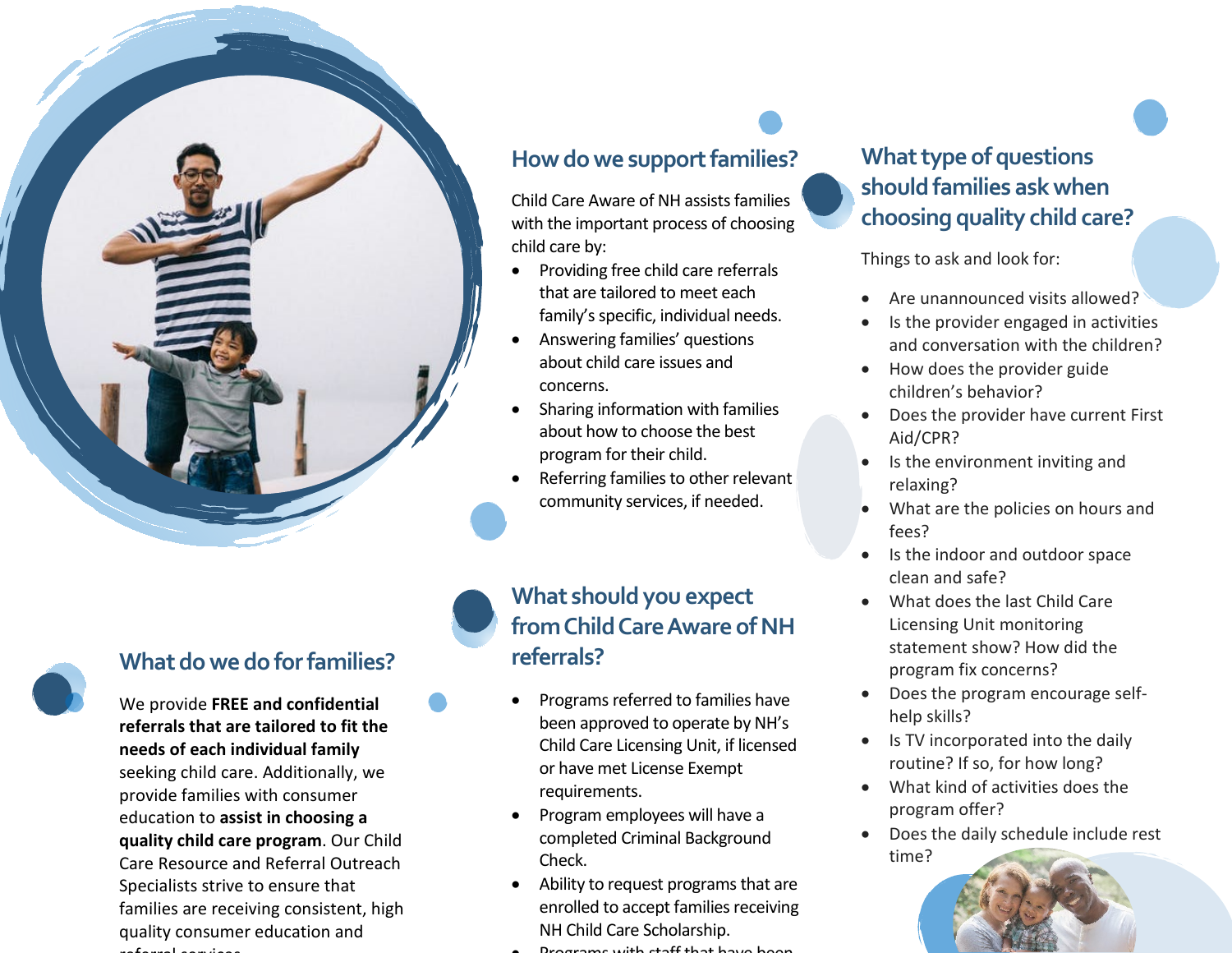## What do we do for families?

We provide **FREE and confidential referrals that are tailored to fit the needs of each individual family** seeking child care. Additionally, we provide families with consumer education to **assist in choosing a quality child care program**. Our Child Care Resource and Referral Outreach Specialists strive to ensure that families are receiving consistent, high quality consumer education and referral services.

## How do we support families?

Child Care Aware of NH assists families with the important process of choosing child care by:

- Providing free child care referrals that are tailored to meet each family's specific, individual needs.
- Answering families' questions about child care issues and concerns.
- Sharing information with families about how to choose the best program for their child.
- Referring families to other relevant community services, if needed.

## What should you expect from Child Care Aware of NH referrals?

- Programs referred to families have been approved to operate by NH's Child Care Licensing Unit, if licensed or have met License Exempt requirements.
- Program employees will have a completed Criminal Background Check.
- Ability to request programs that are enrolled to accept families receiving NH Child Care Scholarship.
- Programs with staff that have been

## What type of questions should families ask when choosing quality child care?

Things to ask and look for:

- Are unannounced visits allowed?
- Is the provider engaged in activities and conversation with the children?
- How does the provider guide children's behavior?
- Does the provider have current First Aid/CPR?
- Is the environment inviting and relaxing?
- What are the policies on hours and fees?
- Is the indoor and outdoor space clean and safe?
- What does the last Child Care Licensing Unit monitoring statement show? How did the program fix concerns?
- Does the program encourage self-help skills?
- Is TV incorporated into the daily routine? If so, for how long?
- What kind of activities does the program offer?
- Does the daily schedule include rest time?